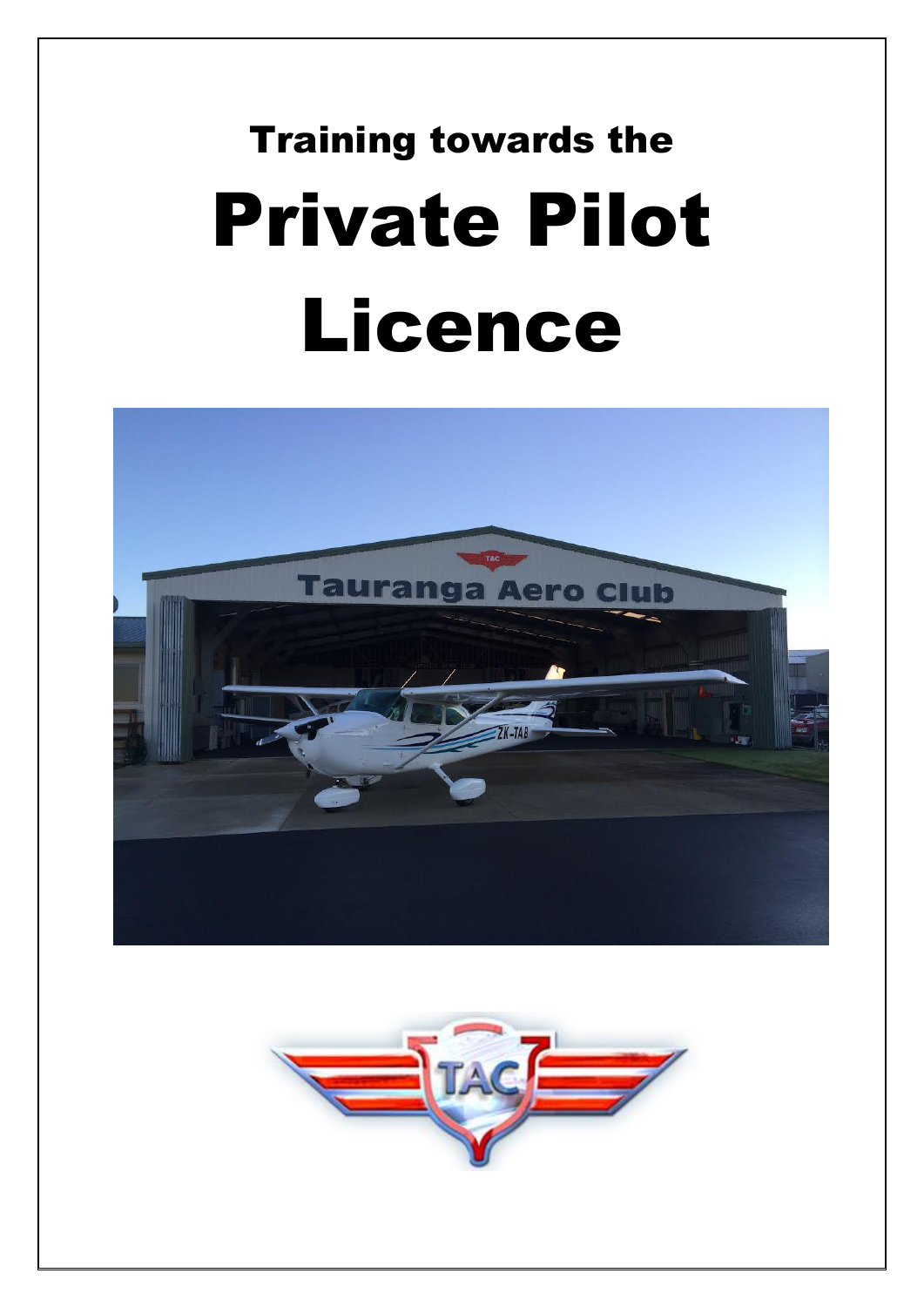# Training towards the

# Private Pilot Licence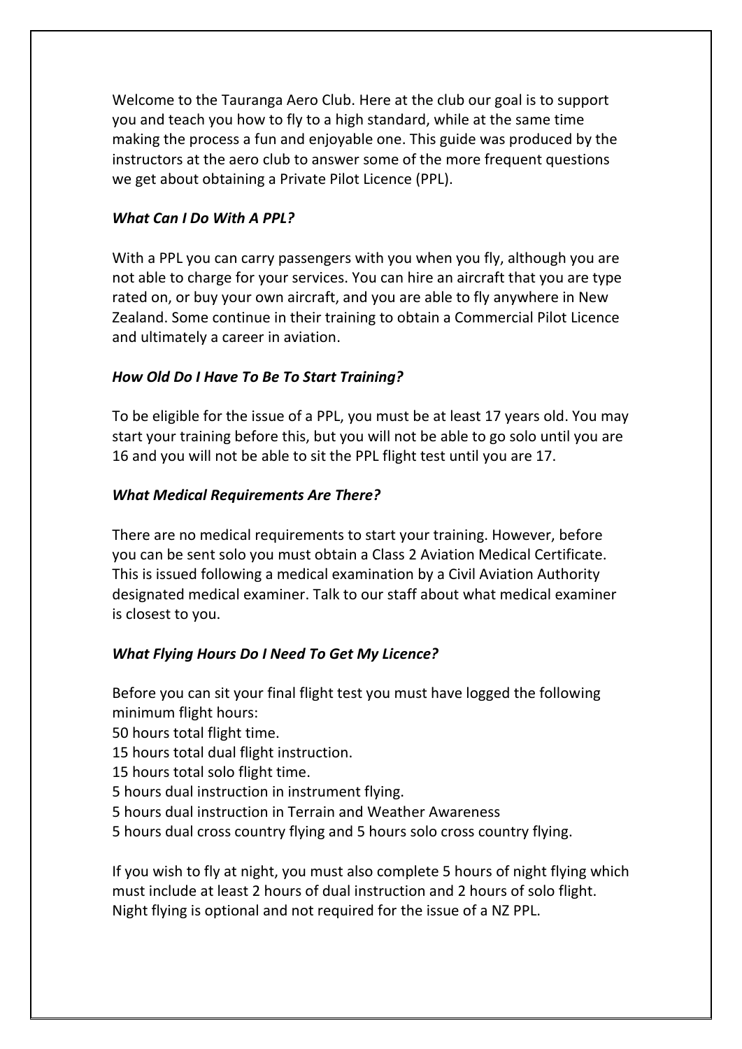Welcome to the Tauranga Aero Club. Here at the club our goal is to support you and teach you how to fly to a high standard, while at the same time making the process a fun and enjoyable one. This guide was produced by the instructors at the aero club to answer some of the more frequent questions we get about obtaining a Private Pilot Licence (PPL).

***What Can I Do With A PPL?***

With a PPL you can carry passengers with you when you fly, although you are not able to charge for your services. You can hire an aircraft that you are type rated on, or buy your own aircraft, and you are able to fly anywhere in New Zealand. Some continue in their training to obtain a Commercial Pilot Licence and ultimately a career in aviation.

***How Old Do I Have To Be To Start Training?***

To be eligible for the issue of a PPL, you must be at least 17 years old. You may start your training before this, but you will not be able to go solo until you are 16 and you will not be able to sit the PPL flight test until you are 17.

***What Medical Requirements Are There?***

There are no medical requirements to start your training. However, before you can be sent solo you must obtain a Class 2 Aviation Medical Certificate. This is issued following a medical examination by a Civil Aviation Authority designated medical examiner. Talk to our staff about what medical examiner is closest to you.

***What Flying Hours Do I Need To Get My Licence?***

Before you can sit your final flight test you must have logged the following minimum flight hours:
50 hours total flight time.
15 hours total dual flight instruction.
15 hours total solo flight time.
5 hours dual instruction in instrument flying.
5 hours dual instruction in Terrain and Weather Awareness
5 hours dual cross country flying and 5 hours solo cross country flying.

If you wish to fly at night, you must also complete 5 hours of night flying which must include at least 2 hours of dual instruction and 2 hours of solo flight. Night flying is optional and not required for the issue of a NZ PPL.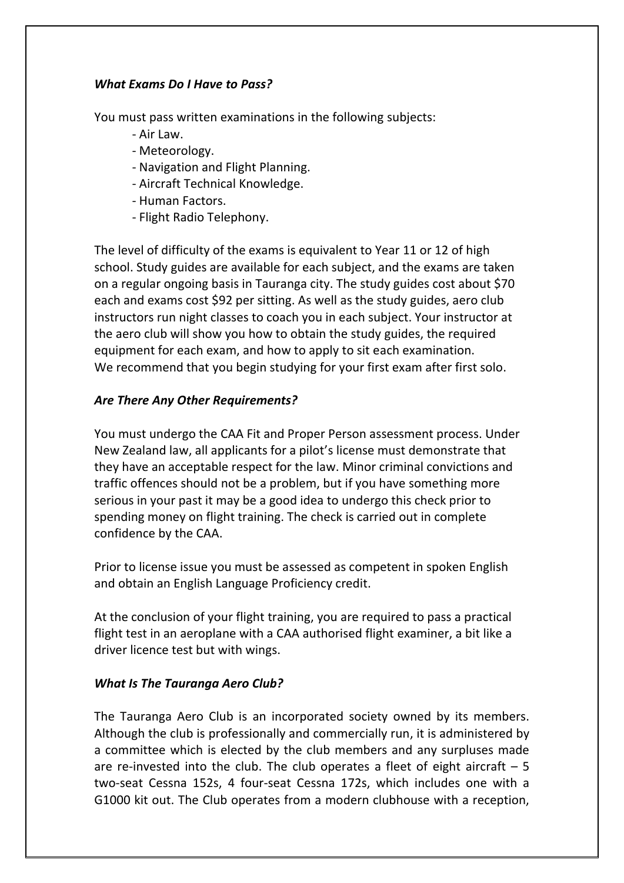### *What Exams Do I Have to Pass?*

You must pass written examinations in the following subjects:

- Air Law.
- Meteorology.
- Navigation and Flight Planning.
- Aircraft Technical Knowledge.
- Human Factors.
- Flight Radio Telephony.

The level of difficulty of the exams is equivalent to Year 11 or 12 of high school. Study guides are available for each subject, and the exams are taken on a regular ongoing basis in Tauranga city. The study guides cost about $70 each and exams cost $92 per sitting. As well as the study guides, aero club instructors run night classes to coach you in each subject. Your instructor at the aero club will show you how to obtain the study guides, the required equipment for each exam, and how to apply to sit each examination. We recommend that you begin studying for your first exam after first solo.

### *Are There Any Other Requirements?*

You must undergo the CAA Fit and Proper Person assessment process. Under New Zealand law, all applicants for a pilot's license must demonstrate that they have an acceptable respect for the law. Minor criminal convictions and traffic offences should not be a problem, but if you have something more serious in your past it may be a good idea to undergo this check prior to spending money on flight training. The check is carried out in complete confidence by the CAA.

Prior to license issue you must be assessed as competent in spoken English and obtain an English Language Proficiency credit.

At the conclusion of your flight training, you are required to pass a practical flight test in an aeroplane with a CAA authorised flight examiner, a bit like a driver licence test but with wings.

### *What Is The Tauranga Aero Club?*

The Tauranga Aero Club is an incorporated society owned by its members. Although the club is professionally and commercially run, it is administered by a committee which is elected by the club members and any surpluses made are re-invested into the club. The club operates a fleet of eight aircraft – 5 two-seat Cessna 152s, 4 four-seat Cessna 172s, which includes one with a G1000 kit out. The Club operates from a modern clubhouse with a reception,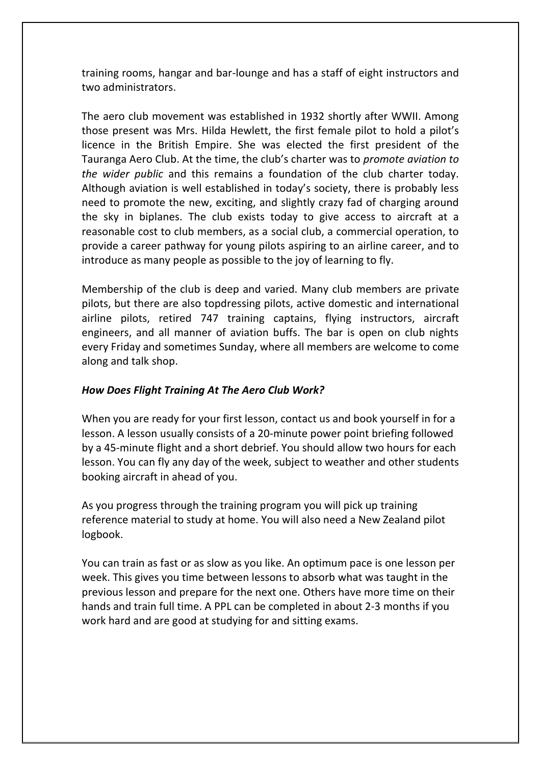training rooms, hangar and bar-lounge and has a staff of eight instructors and two administrators.

The aero club movement was established in 1932 shortly after WWII. Among those present was Mrs. Hilda Hewlett, the first female pilot to hold a pilot's licence in the British Empire. She was elected the first president of the Tauranga Aero Club. At the time, the club's charter was to *promote aviation to the wider public* and this remains a foundation of the club charter today. Although aviation is well established in today's society, there is probably less need to promote the new, exciting, and slightly crazy fad of charging around the sky in biplanes. The club exists today to give access to aircraft at a reasonable cost to club members, as a social club, a commercial operation, to provide a career pathway for young pilots aspiring to an airline career, and to introduce as many people as possible to the joy of learning to fly.

Membership of the club is deep and varied. Many club members are private pilots, but there are also topdressing pilots, active domestic and international airline pilots, retired 747 training captains, flying instructors, aircraft engineers, and all manner of aviation buffs. The bar is open on club nights every Friday and sometimes Sunday, where all members are welcome to come along and talk shop.

***How Does Flight Training At The Aero Club Work?***

When you are ready for your first lesson, contact us and book yourself in for a lesson. A lesson usually consists of a 20-minute power point briefing followed by a 45-minute flight and a short debrief. You should allow two hours for each lesson. You can fly any day of the week, subject to weather and other students booking aircraft in ahead of you.

As you progress through the training program you will pick up training reference material to study at home. You will also need a New Zealand pilot logbook.

You can train as fast or as slow as you like. An optimum pace is one lesson per week. This gives you time between lessons to absorb what was taught in the previous lesson and prepare for the next one. Others have more time on their hands and train full time. A PPL can be completed in about 2-3 months if you work hard and are good at studying for and sitting exams.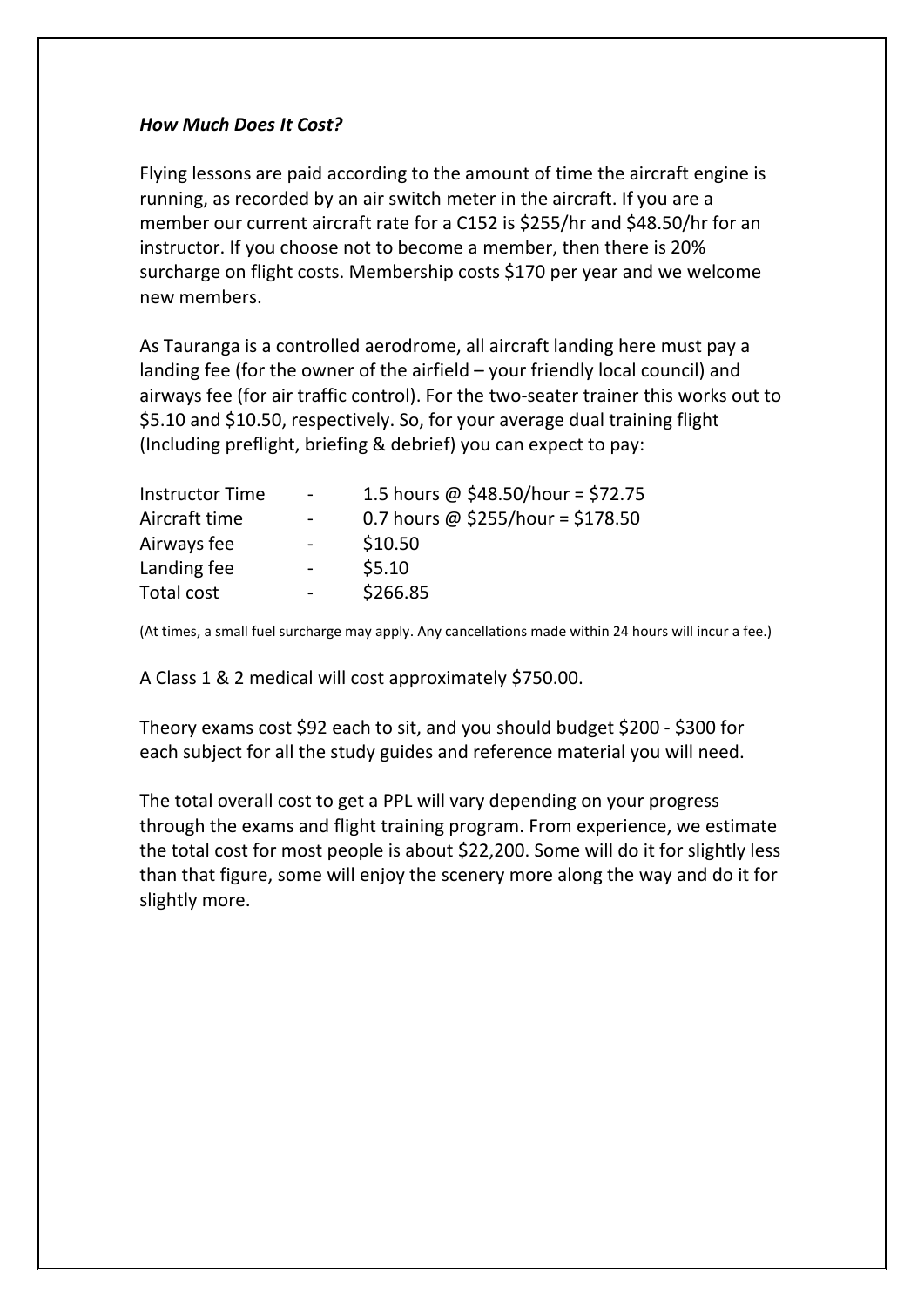***How Much Does It Cost?***

Flying lessons are paid according to the amount of time the aircraft engine is running, as recorded by an air switch meter in the aircraft. If you are a member our current aircraft rate for a C152 is $255/hr and $48.50/hr for an instructor. If you choose not to become a member, then there is 20% surcharge on flight costs. Membership costs $170 per year and we welcome new members.

As Tauranga is a controlled aerodrome, all aircraft landing here must pay a landing fee (for the owner of the airfield – your friendly local council) and airways fee (for air traffic control). For the two-seater trainer this works out to $5.10 and $10.50, respectively. So, for your average dual training flight (Including preflight, briefing & debrief) you can expect to pay:

| | | |
|---|---|---|
| Instructor Time | - | 1.5 hours @ $48.50/hour = $72.75 |
| Aircraft time | - | 0.7 hours @ $255/hour = $178.50 |
| Airways fee | - | $10.50 |
| Landing fee | - | $5.10 |
| Total cost | - | $266.85 |

(At times, a small fuel surcharge may apply. Any cancellations made within 24 hours will incur a fee.)

A Class 1 & 2 medical will cost approximately $750.00.

Theory exams cost $92 each to sit, and you should budget $200 - $300 for each subject for all the study guides and reference material you will need.

The total overall cost to get a PPL will vary depending on your progress through the exams and flight training program. From experience, we estimate the total cost for most people is about $22,200. Some will do it for slightly less than that figure, some will enjoy the scenery more along the way and do it for slightly more.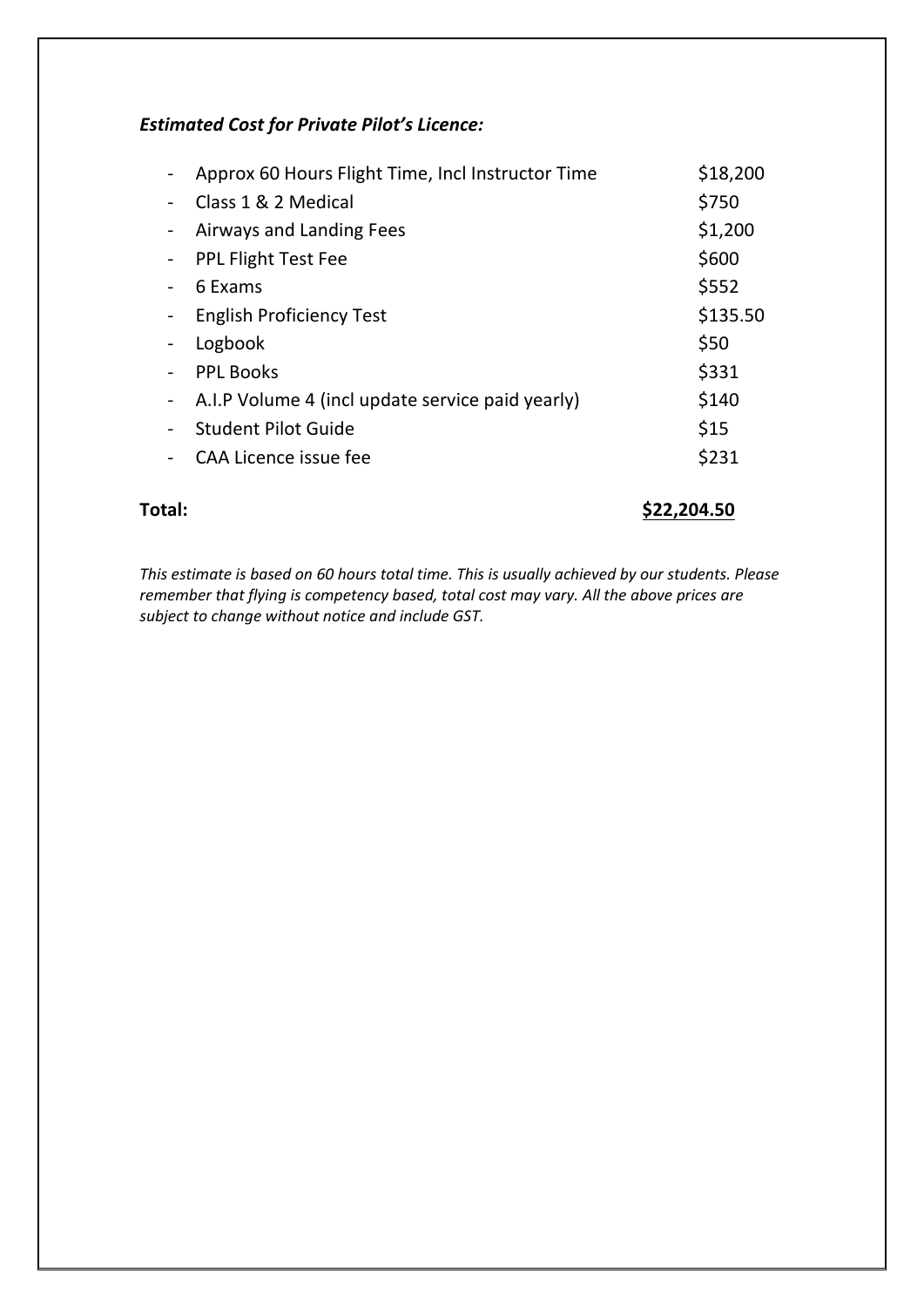***Estimated Cost for Private Pilot's Licence:***

| Item | Cost |
|---|---|
| Approx 60 Hours Flight Time, Incl Instructor Time | $18,200 |
| Class 1 & 2 Medical | $750 |
| Airways and Landing Fees | $1,200 |
| PPL Flight Test Fee | $600 |
| 6 Exams | $552 |
| English Proficiency Test | $135.50 |
| Logbook | $50 |
| PPL Books | $331 |
| A.I.P Volume 4 (incl update service paid yearly) | $140 |
| Student Pilot Guide | $15 |
| CAA Licence issue fee | $231 |
| **Total:** | **$22,204.50** |

*This estimate is based on 60 hours total time. This is usually achieved by our students. Please remember that flying is competency based, total cost may vary. All the above prices are subject to change without notice and include GST.*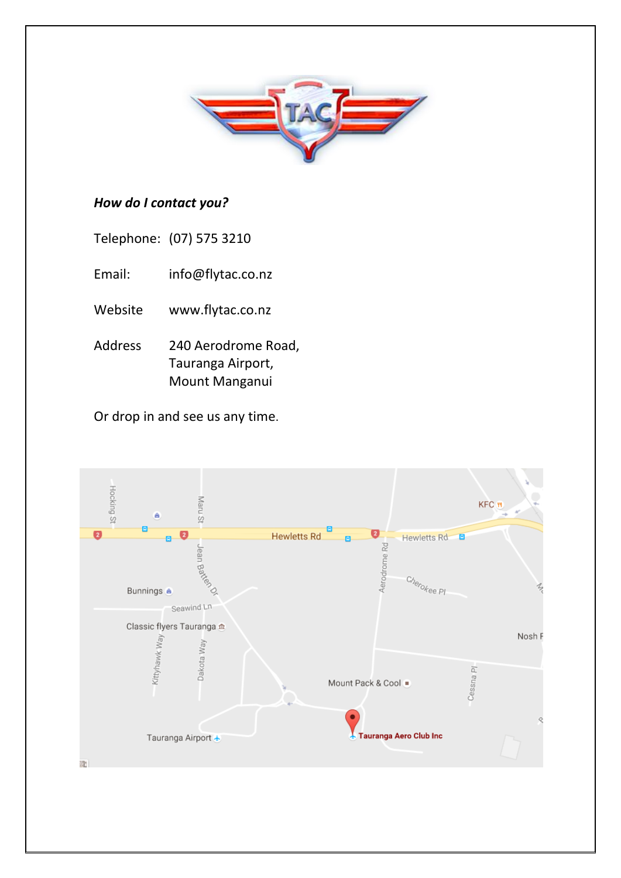***How do I contact you?***

Telephone: (07) 575 3210

Email: info@flytac.co.nz

Website www.flytac.co.nz

Address 240 Aerodrome Road,
Tauranga Airport,
Mount Manganui

Or drop in and see us any time.